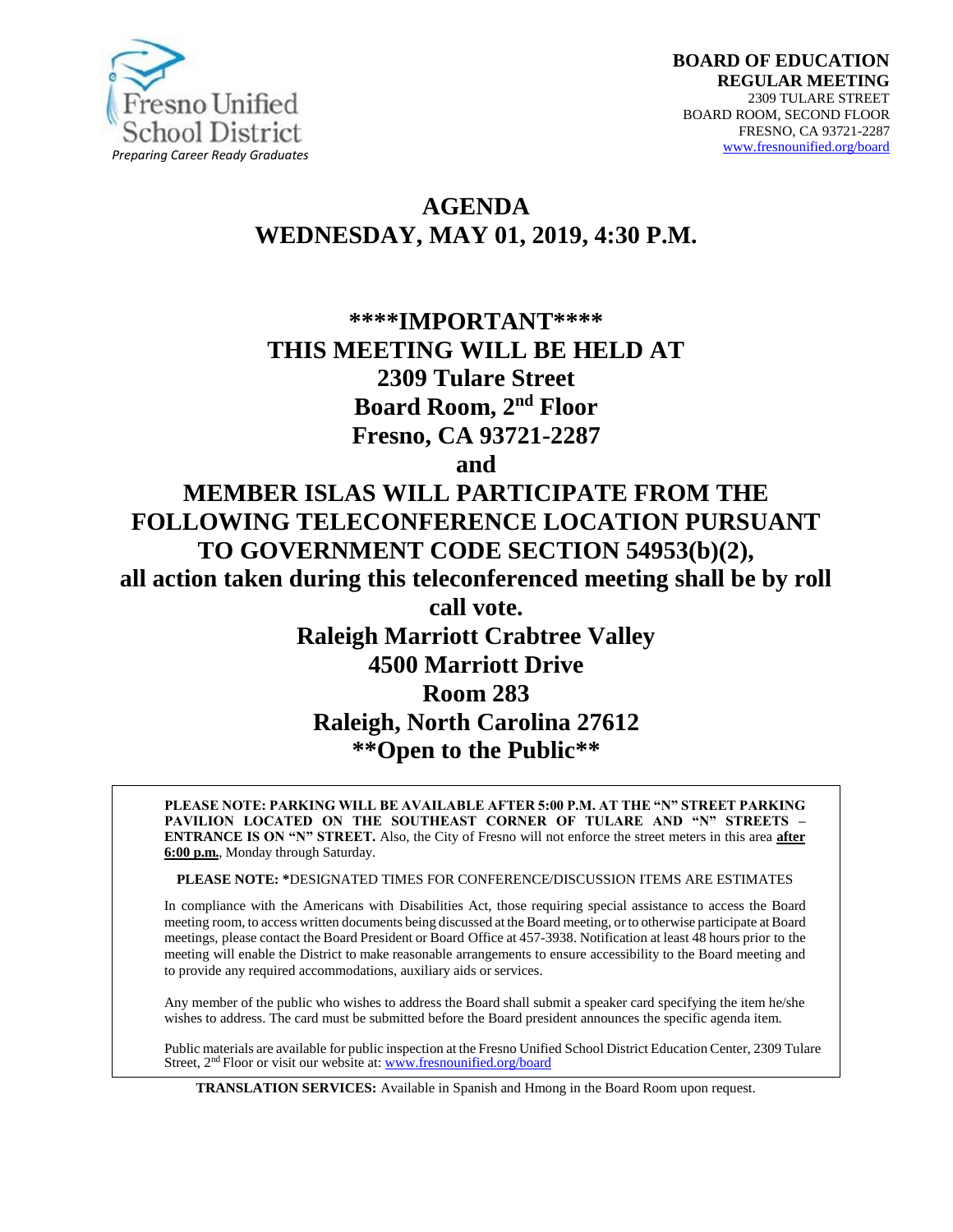Fresno Unified School District
*Preparing Career Ready Graduates*

**BOARD OF EDUCATION**
**REGULAR MEETING**
2309 TULARE STREET
BOARD ROOM, SECOND FLOOR
FRESNO, CA 93721-2287
www.fresnounified.org/board

# AGENDA
# WEDNESDAY, MAY 01, 2019, 4:30 P.M.

## ****IMPORTANT****
## THIS MEETING WILL BE HELD AT
## 2309 Tulare Street
## Board Room, 2nd Floor
## Fresno, CA 93721-2287
## and
## MEMBER ISLAS WILL PARTICIPATE FROM THE FOLLOWING TELECONFERENCE LOCATION PURSUANT TO GOVERNMENT CODE SECTION 54953(b)(2),
## all action taken during this teleconferenced meeting shall be by roll call vote.
## Raleigh Marriott Crabtree Valley
## 4500 Marriott Drive
## Room 283
## Raleigh, North Carolina 27612
## **Open to the Public**

**PLEASE NOTE: PARKING WILL BE AVAILABLE AFTER 5:00 P.M. AT THE "N" STREET PARKING PAVILION LOCATED ON THE SOUTHEAST CORNER OF TULARE AND "N" STREETS – ENTRANCE IS ON "N" STREET.** Also, the City of Fresno will not enforce the street meters in this area **after 6:00 p.m.**, Monday through Saturday.

**PLEASE NOTE:** *DESIGNATED TIMES FOR CONFERENCE/DISCUSSION ITEMS ARE ESTIMATES

In compliance with the Americans with Disabilities Act, those requiring special assistance to access the Board meeting room, to access written documents being discussed at the Board meeting, or to otherwise participate at Board meetings, please contact the Board President or Board Office at 457-3938. Notification at least 48 hours prior to the meeting will enable the District to make reasonable arrangements to ensure accessibility to the Board meeting and to provide any required accommodations, auxiliary aids or services.

Any member of the public who wishes to address the Board shall submit a speaker card specifying the item he/she wishes to address. The card must be submitted before the Board president announces the specific agenda item.

Public materials are available for public inspection at the Fresno Unified School District Education Center, 2309 Tulare Street, 2nd Floor or visit our website at: www.fresnounified.org/board

**TRANSLATION SERVICES:** Available in Spanish and Hmong in the Board Room upon request.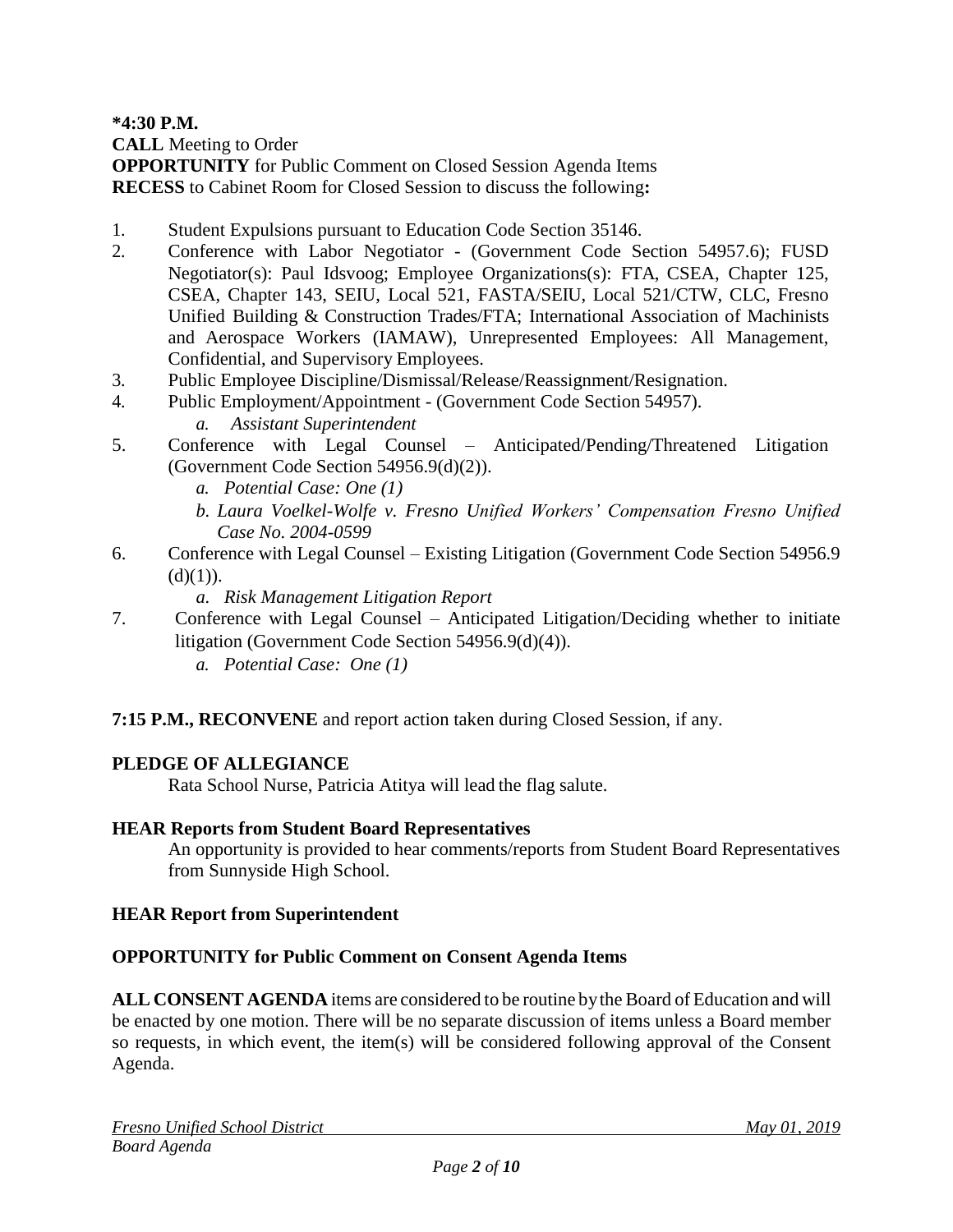**\*4:30 P.M.**

**CALL** Meeting to Order

**OPPORTUNITY** for Public Comment on Closed Session Agenda Items

**RECESS** to Cabinet Room for Closed Session to discuss the following**:**

1. Student Expulsions pursuant to Education Code Section 35146.
2. Conference with Labor Negotiator - (Government Code Section 54957.6); FUSD Negotiator(s): Paul Idsvoog; Employee Organizations(s): FTA, CSEA, Chapter 125, CSEA, Chapter 143, SEIU, Local 521, FASTA/SEIU, Local 521/CTW, CLC, Fresno Unified Building & Construction Trades/FTA; International Association of Machinists and Aerospace Workers (IAMAW), Unrepresented Employees: All Management, Confidential, and Supervisory Employees.
3. Public Employee Discipline/Dismissal/Release/Reassignment/Resignation.
4. Public Employment/Appointment - (Government Code Section 54957).
   a. *Assistant Superintendent*
5. Conference with Legal Counsel – Anticipated/Pending/Threatened Litigation (Government Code Section 54956.9(d)(2)).
   a. *Potential Case: One (1)*
   b. *Laura Voelkel-Wolfe v. Fresno Unified Workers' Compensation Fresno Unified Case No. 2004-0599*
6. Conference with Legal Counsel – Existing Litigation (Government Code Section 54956.9 (d)(1)).
   a. *Risk Management Litigation Report*
7. Conference with Legal Counsel – Anticipated Litigation/Deciding whether to initiate litigation (Government Code Section 54956.9(d)(4)).
   a. *Potential Case: One (1)*

**7:15 P.M., RECONVENE** and report action taken during Closed Session, if any.

**PLEDGE OF ALLEGIANCE**

Rata School Nurse, Patricia Atitya will lead the flag salute.

**HEAR Reports from Student Board Representatives**

An opportunity is provided to hear comments/reports from Student Board Representatives from Sunnyside High School.

**HEAR Report from Superintendent**

**OPPORTUNITY for Public Comment on Consent Agenda Items**

**ALL CONSENT AGENDA** items are considered to be routine by the Board of Education and will be enacted by one motion. There will be no separate discussion of items unless a Board member so requests, in which event, the item(s) will be considered following approval of the Consent Agenda.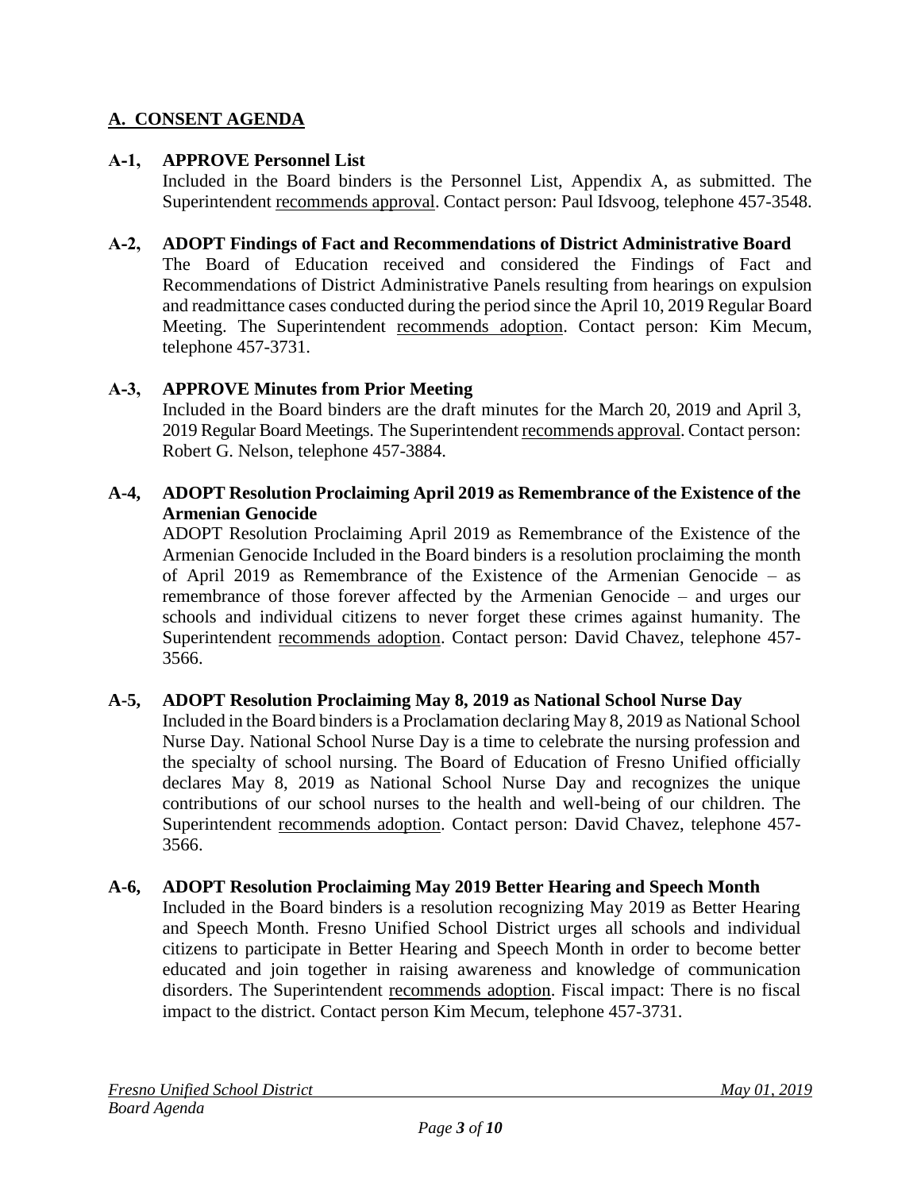## A. CONSENT AGENDA

**A-1, APPROVE Personnel List**

Included in the Board binders is the Personnel List, Appendix A, as submitted. The Superintendent recommends approval. Contact person: Paul Idsvoog, telephone 457-3548.

**A-2, ADOPT Findings of Fact and Recommendations of District Administrative Board**

The Board of Education received and considered the Findings of Fact and Recommendations of District Administrative Panels resulting from hearings on expulsion and readmittance cases conducted during the period since the April 10, 2019 Regular Board Meeting. The Superintendent recommends adoption. Contact person: Kim Mecum, telephone 457-3731.

**A-3, APPROVE Minutes from Prior Meeting**

Included in the Board binders are the draft minutes for the March 20, 2019 and April 3, 2019 Regular Board Meetings. The Superintendent recommends approval. Contact person: Robert G. Nelson, telephone 457-3884.

**A-4, ADOPT Resolution Proclaiming April 2019 as Remembrance of the Existence of the Armenian Genocide**

ADOPT Resolution Proclaiming April 2019 as Remembrance of the Existence of the Armenian Genocide Included in the Board binders is a resolution proclaiming the month of April 2019 as Remembrance of the Existence of the Armenian Genocide – as remembrance of those forever affected by the Armenian Genocide – and urges our schools and individual citizens to never forget these crimes against humanity. The Superintendent recommends adoption. Contact person: David Chavez, telephone 457-3566.

**A-5, ADOPT Resolution Proclaiming May 8, 2019 as National School Nurse Day**

Included in the Board binders is a Proclamation declaring May 8, 2019 as National School Nurse Day. National School Nurse Day is a time to celebrate the nursing profession and the specialty of school nursing. The Board of Education of Fresno Unified officially declares May 8, 2019 as National School Nurse Day and recognizes the unique contributions of our school nurses to the health and well-being of our children. The Superintendent recommends adoption. Contact person: David Chavez, telephone 457-3566.

**A-6, ADOPT Resolution Proclaiming May 2019 Better Hearing and Speech Month**

Included in the Board binders is a resolution recognizing May 2019 as Better Hearing and Speech Month. Fresno Unified School District urges all schools and individual citizens to participate in Better Hearing and Speech Month in order to become better educated and join together in raising awareness and knowledge of communication disorders. The Superintendent recommends adoption. Fiscal impact: There is no fiscal impact to the district. Contact person Kim Mecum, telephone 457-3731.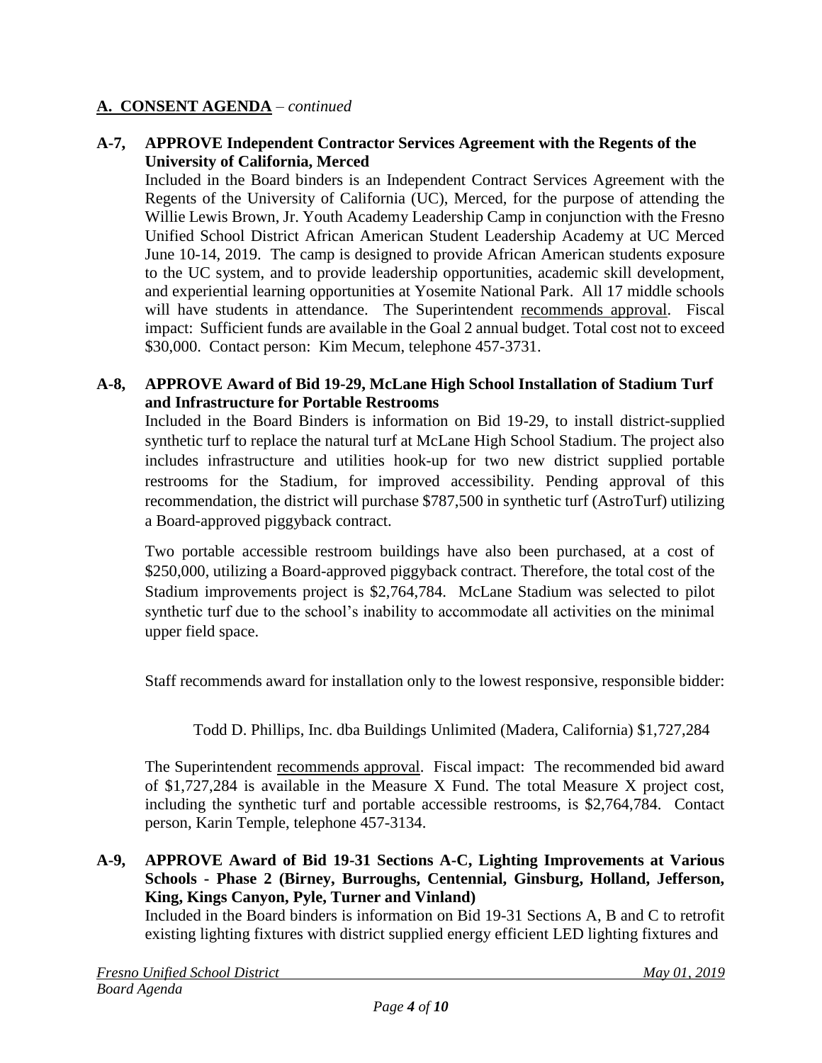## A. CONSENT AGENDA – *continued*

**A-7, APPROVE Independent Contractor Services Agreement with the Regents of the University of California, Merced**

Included in the Board binders is an Independent Contract Services Agreement with the Regents of the University of California (UC), Merced, for the purpose of attending the Willie Lewis Brown, Jr. Youth Academy Leadership Camp in conjunction with the Fresno Unified School District African American Student Leadership Academy at UC Merced June 10-14, 2019. The camp is designed to provide African American students exposure to the UC system, and to provide leadership opportunities, academic skill development, and experiential learning opportunities at Yosemite National Park. All 17 middle schools will have students in attendance. The Superintendent recommends approval. Fiscal impact: Sufficient funds are available in the Goal 2 annual budget. Total cost not to exceed \$30,000. Contact person: Kim Mecum, telephone 457-3731.

**A-8, APPROVE Award of Bid 19-29, McLane High School Installation of Stadium Turf and Infrastructure for Portable Restrooms**

Included in the Board Binders is information on Bid 19-29, to install district-supplied synthetic turf to replace the natural turf at McLane High School Stadium. The project also includes infrastructure and utilities hook-up for two new district supplied portable restrooms for the Stadium, for improved accessibility. Pending approval of this recommendation, the district will purchase \$787,500 in synthetic turf (AstroTurf) utilizing a Board-approved piggyback contract.

Two portable accessible restroom buildings have also been purchased, at a cost of \$250,000, utilizing a Board-approved piggyback contract. Therefore, the total cost of the Stadium improvements project is \$2,764,784. McLane Stadium was selected to pilot synthetic turf due to the school's inability to accommodate all activities on the minimal upper field space.

Staff recommends award for installation only to the lowest responsive, responsible bidder:

Todd D. Phillips, Inc. dba Buildings Unlimited (Madera, California) \$1,727,284

The Superintendent recommends approval. Fiscal impact: The recommended bid award of \$1,727,284 is available in the Measure X Fund. The total Measure X project cost, including the synthetic turf and portable accessible restrooms, is \$2,764,784. Contact person, Karin Temple, telephone 457-3134.

**A-9, APPROVE Award of Bid 19-31 Sections A-C, Lighting Improvements at Various Schools - Phase 2 (Birney, Burroughs, Centennial, Ginsburg, Holland, Jefferson, King, Kings Canyon, Pyle, Turner and Vinland)**

Included in the Board binders is information on Bid 19-31 Sections A, B and C to retrofit existing lighting fixtures with district supplied energy efficient LED lighting fixtures and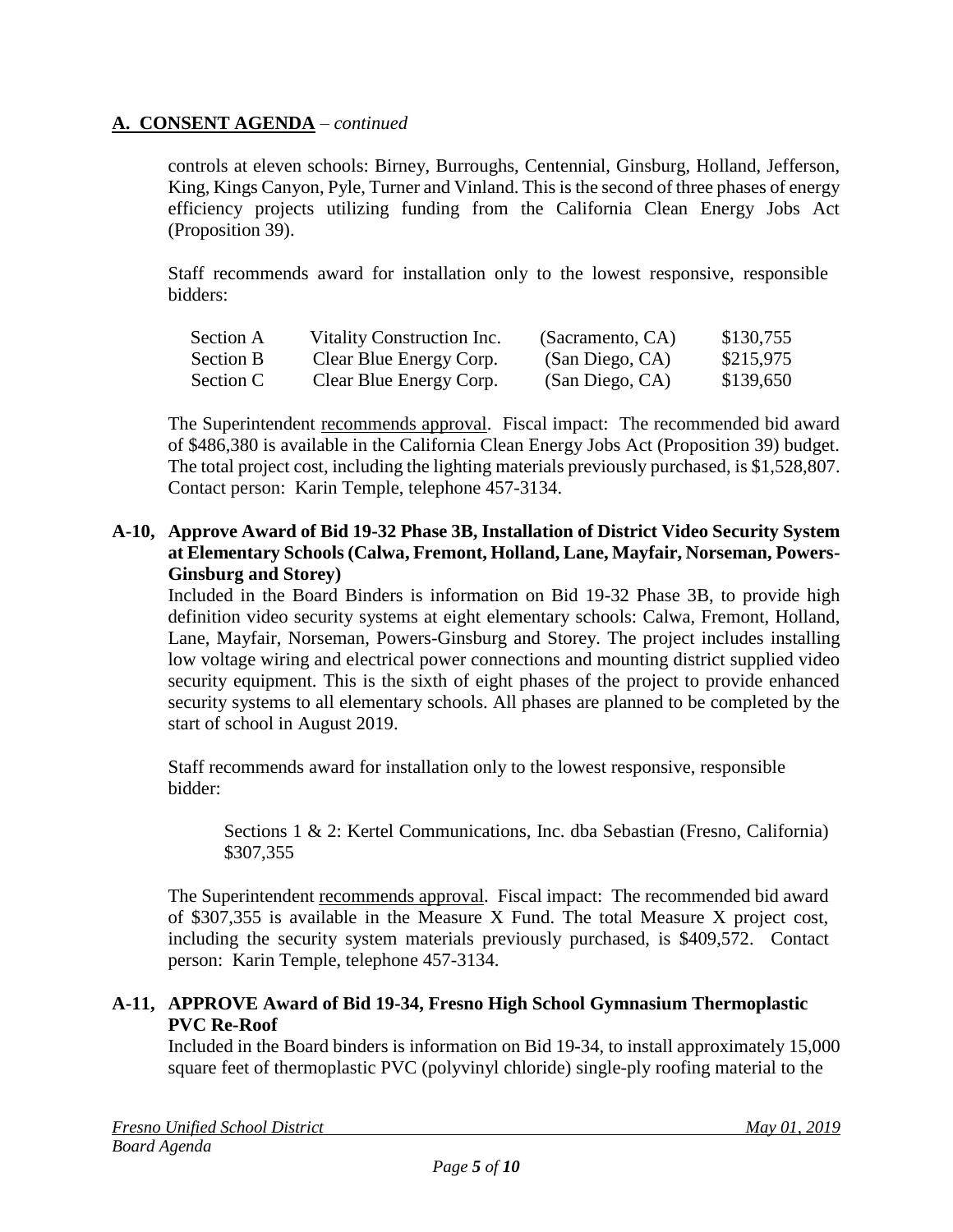## A. CONSENT AGENDA – *continued*

controls at eleven schools: Birney, Burroughs, Centennial, Ginsburg, Holland, Jefferson, King, Kings Canyon, Pyle, Turner and Vinland. This is the second of three phases of energy efficiency projects utilizing funding from the California Clean Energy Jobs Act (Proposition 39).

Staff recommends award for installation only to the lowest responsive, responsible bidders:

| | | | |
|---|---|---|---|
| Section A | Vitality Construction Inc. | (Sacramento, CA) | \$130,755 |
| Section B | Clear Blue Energy Corp. | (San Diego, CA) | \$215,975 |
| Section C | Clear Blue Energy Corp. | (San Diego, CA) | \$139,650 |

The Superintendent recommends approval. Fiscal impact: The recommended bid award of \$486,380 is available in the California Clean Energy Jobs Act (Proposition 39) budget. The total project cost, including the lighting materials previously purchased, is \$1,528,807. Contact person: Karin Temple, telephone 457-3134.

**A-10, Approve Award of Bid 19-32 Phase 3B, Installation of District Video Security System at Elementary Schools (Calwa, Fremont, Holland, Lane, Mayfair, Norseman, Powers-Ginsburg and Storey)**

Included in the Board Binders is information on Bid 19-32 Phase 3B, to provide high definition video security systems at eight elementary schools: Calwa, Fremont, Holland, Lane, Mayfair, Norseman, Powers-Ginsburg and Storey. The project includes installing low voltage wiring and electrical power connections and mounting district supplied video security equipment. This is the sixth of eight phases of the project to provide enhanced security systems to all elementary schools. All phases are planned to be completed by the start of school in August 2019.

Staff recommends award for installation only to the lowest responsive, responsible bidder:

Sections 1 & 2: Kertel Communications, Inc. dba Sebastian (Fresno, California) \$307,355

The Superintendent recommends approval. Fiscal impact: The recommended bid award of \$307,355 is available in the Measure X Fund. The total Measure X project cost, including the security system materials previously purchased, is \$409,572. Contact person: Karin Temple, telephone 457-3134.

**A-11, APPROVE Award of Bid 19-34, Fresno High School Gymnasium Thermoplastic PVC Re-Roof**

Included in the Board binders is information on Bid 19-34, to install approximately 15,000 square feet of thermoplastic PVC (polyvinyl chloride) single-ply roofing material to the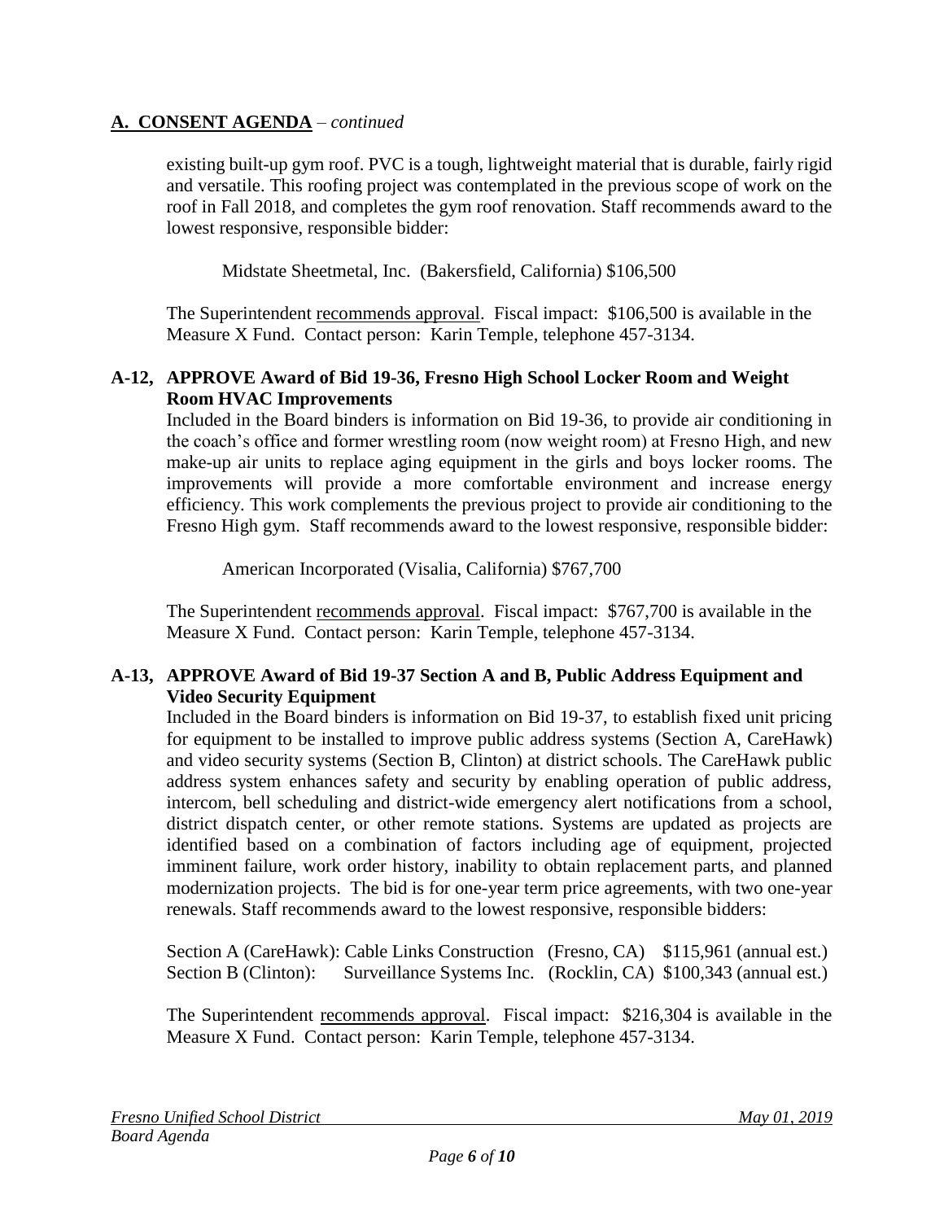## A. CONSENT AGENDA – *continued*

existing built-up gym roof. PVC is a tough, lightweight material that is durable, fairly rigid and versatile. This roofing project was contemplated in the previous scope of work on the roof in Fall 2018, and completes the gym roof renovation. Staff recommends award to the lowest responsive, responsible bidder:

Midstate Sheetmetal, Inc. (Bakersfield, California) $106,500

The Superintendent recommends approval. Fiscal impact: $106,500 is available in the Measure X Fund. Contact person: Karin Temple, telephone 457-3134.

**A-12, APPROVE Award of Bid 19-36, Fresno High School Locker Room and Weight Room HVAC Improvements**

Included in the Board binders is information on Bid 19-36, to provide air conditioning in the coach's office and former wrestling room (now weight room) at Fresno High, and new make-up air units to replace aging equipment in the girls and boys locker rooms. The improvements will provide a more comfortable environment and increase energy efficiency. This work complements the previous project to provide air conditioning to the Fresno High gym. Staff recommends award to the lowest responsive, responsible bidder:

American Incorporated (Visalia, California) $767,700

The Superintendent recommends approval. Fiscal impact: $767,700 is available in the Measure X Fund. Contact person: Karin Temple, telephone 457-3134.

**A-13, APPROVE Award of Bid 19-37 Section A and B, Public Address Equipment and Video Security Equipment**

Included in the Board binders is information on Bid 19-37, to establish fixed unit pricing for equipment to be installed to improve public address systems (Section A, CareHawk) and video security systems (Section B, Clinton) at district schools. The CareHawk public address system enhances safety and security by enabling operation of public address, intercom, bell scheduling and district-wide emergency alert notifications from a school, district dispatch center, or other remote stations. Systems are updated as projects are identified based on a combination of factors including age of equipment, projected imminent failure, work order history, inability to obtain replacement parts, and planned modernization projects. The bid is for one-year term price agreements, with two one-year renewals. Staff recommends award to the lowest responsive, responsible bidders:

Section A (CareHawk): Cable Links Construction (Fresno, CA) $115,961 (annual est.)
Section B (Clinton): Surveillance Systems Inc. (Rocklin, CA) $100,343 (annual est.)

The Superintendent recommends approval. Fiscal impact: $216,304 is available in the Measure X Fund. Contact person: Karin Temple, telephone 457-3134.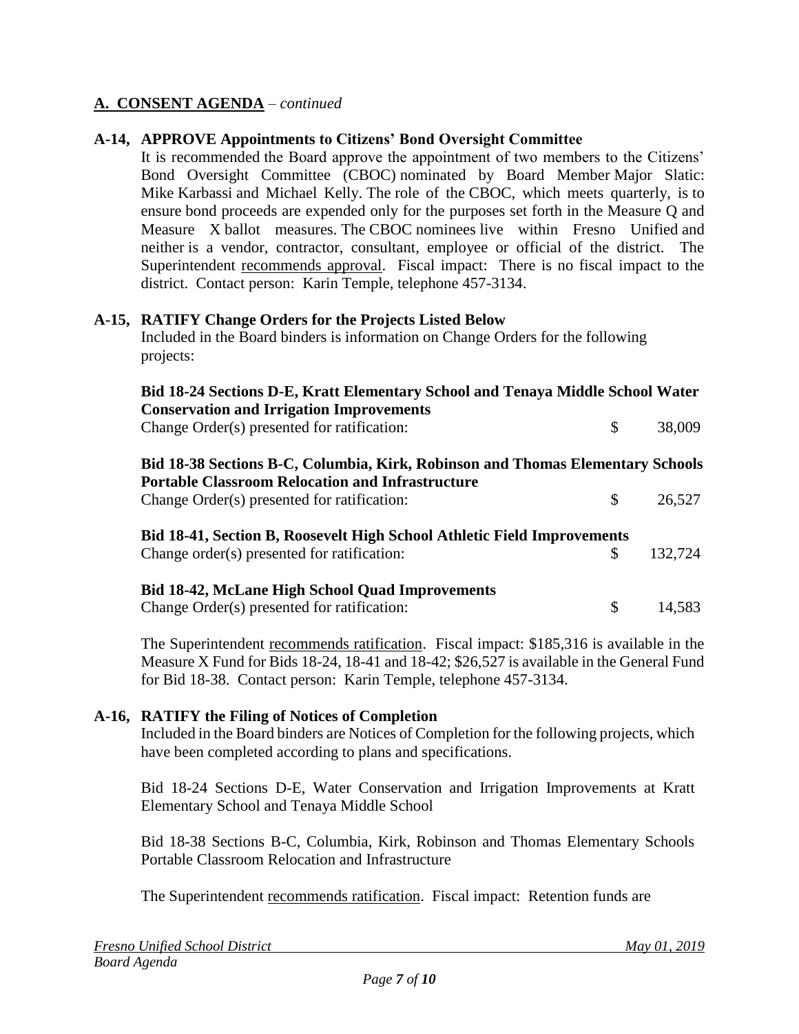## A. CONSENT AGENDA – *continued*

**A-14, APPROVE Appointments to Citizens' Bond Oversight Committee**

It is recommended the Board approve the appointment of two members to the Citizens' Bond Oversight Committee (CBOC) nominated by Board Member Major Slatic: Mike Karbassi and Michael Kelly. The role of the CBOC, which meets quarterly, is to ensure bond proceeds are expended only for the purposes set forth in the Measure Q and Measure X ballot measures. The CBOC nominees live within Fresno Unified and neither is a vendor, contractor, consultant, employee or official of the district. The Superintendent recommends approval. Fiscal impact: There is no fiscal impact to the district. Contact person: Karin Temple, telephone 457-3134.

**A-15, RATIFY Change Orders for the Projects Listed Below**

Included in the Board binders is information on Change Orders for the following projects:

**Bid 18-24 Sections D-E, Kratt Elementary School and Tenaya Middle School Water Conservation and Irrigation Improvements**

Change Order(s) presented for ratification: $ 38,009

**Bid 18-38 Sections B-C, Columbia, Kirk, Robinson and Thomas Elementary Schools Portable Classroom Relocation and Infrastructure**

Change Order(s) presented for ratification: $ 26,527

**Bid 18-41, Section B, Roosevelt High School Athletic Field Improvements**

Change order(s) presented for ratification: $ 132,724

**Bid 18-42, McLane High School Quad Improvements**

Change Order(s) presented for ratification: $ 14,583

The Superintendent recommends ratification. Fiscal impact: $185,316 is available in the Measure X Fund for Bids 18-24, 18-41 and 18-42; $26,527 is available in the General Fund for Bid 18-38. Contact person: Karin Temple, telephone 457-3134.

**A-16, RATIFY the Filing of Notices of Completion**

Included in the Board binders are Notices of Completion for the following projects, which have been completed according to plans and specifications.

Bid 18-24 Sections D-E, Water Conservation and Irrigation Improvements at Kratt Elementary School and Tenaya Middle School

Bid 18-38 Sections B-C, Columbia, Kirk, Robinson and Thomas Elementary Schools Portable Classroom Relocation and Infrastructure

The Superintendent recommends ratification. Fiscal impact: Retention funds are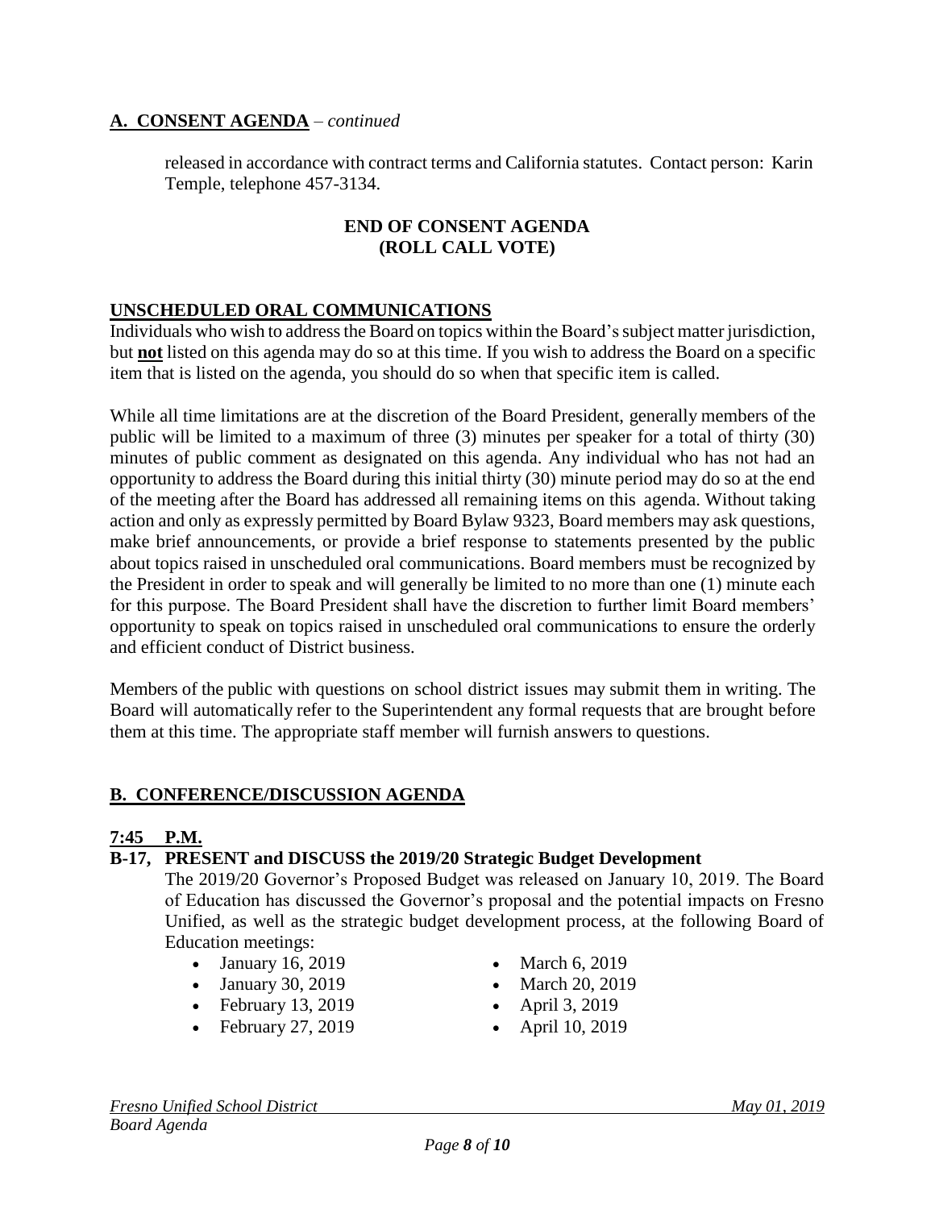## A. CONSENT AGENDA – *continued*

released in accordance with contract terms and California statutes. Contact person: Karin Temple, telephone 457-3134.

**END OF CONSENT AGENDA**
**(ROLL CALL VOTE)**

## UNSCHEDULED ORAL COMMUNICATIONS

Individuals who wish to address the Board on topics within the Board's subject matter jurisdiction, but **not** listed on this agenda may do so at this time. If you wish to address the Board on a specific item that is listed on the agenda, you should do so when that specific item is called.

While all time limitations are at the discretion of the Board President, generally members of the public will be limited to a maximum of three (3) minutes per speaker for a total of thirty (30) minutes of public comment as designated on this agenda. Any individual who has not had an opportunity to address the Board during this initial thirty (30) minute period may do so at the end of the meeting after the Board has addressed all remaining items on this agenda. Without taking action and only as expressly permitted by Board Bylaw 9323, Board members may ask questions, make brief announcements, or provide a brief response to statements presented by the public about topics raised in unscheduled oral communications. Board members must be recognized by the President in order to speak and will generally be limited to no more than one (1) minute each for this purpose. The Board President shall have the discretion to further limit Board members' opportunity to speak on topics raised in unscheduled oral communications to ensure the orderly and efficient conduct of District business.

Members of the public with questions on school district issues may submit them in writing. The Board will automatically refer to the Superintendent any formal requests that are brought before them at this time. The appropriate staff member will furnish answers to questions.

## B. CONFERENCE/DISCUSSION AGENDA

### 7:45 P.M.

**B-17, PRESENT and DISCUSS the 2019/20 Strategic Budget Development**

The 2019/20 Governor's Proposed Budget was released on January 10, 2019. The Board of Education has discussed the Governor's proposal and the potential impacts on Fresno Unified, as well as the strategic budget development process, at the following Board of Education meetings:

- January 16, 2019
- January 30, 2019
- February 13, 2019
- February 27, 2019
- March 6, 2019
- March 20, 2019
- April 3, 2019
- April 10, 2019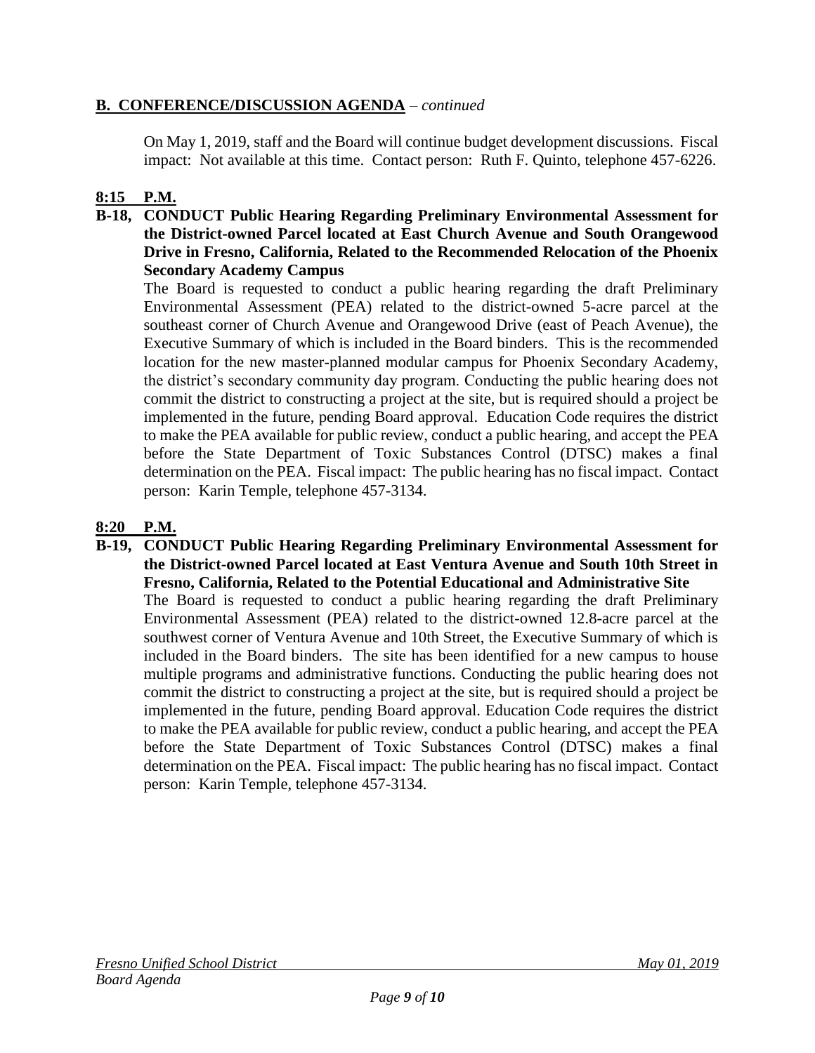## B. CONFERENCE/DISCUSSION AGENDA – *continued*

On May 1, 2019, staff and the Board will continue budget development discussions. Fiscal impact: Not available at this time. Contact person: Ruth F. Quinto, telephone 457-6226.

**8:15 P.M.**

**B-18, CONDUCT Public Hearing Regarding Preliminary Environmental Assessment for the District-owned Parcel located at East Church Avenue and South Orangewood Drive in Fresno, California, Related to the Recommended Relocation of the Phoenix Secondary Academy Campus**

The Board is requested to conduct a public hearing regarding the draft Preliminary Environmental Assessment (PEA) related to the district-owned 5-acre parcel at the southeast corner of Church Avenue and Orangewood Drive (east of Peach Avenue), the Executive Summary of which is included in the Board binders. This is the recommended location for the new master-planned modular campus for Phoenix Secondary Academy, the district's secondary community day program. Conducting the public hearing does not commit the district to constructing a project at the site, but is required should a project be implemented in the future, pending Board approval. Education Code requires the district to make the PEA available for public review, conduct a public hearing, and accept the PEA before the State Department of Toxic Substances Control (DTSC) makes a final determination on the PEA. Fiscal impact: The public hearing has no fiscal impact. Contact person: Karin Temple, telephone 457-3134.

**8:20 P.M.**

**B-19, CONDUCT Public Hearing Regarding Preliminary Environmental Assessment for the District-owned Parcel located at East Ventura Avenue and South 10th Street in Fresno, California, Related to the Potential Educational and Administrative Site**

The Board is requested to conduct a public hearing regarding the draft Preliminary Environmental Assessment (PEA) related to the district-owned 12.8-acre parcel at the southwest corner of Ventura Avenue and 10th Street, the Executive Summary of which is included in the Board binders. The site has been identified for a new campus to house multiple programs and administrative functions. Conducting the public hearing does not commit the district to constructing a project at the site, but is required should a project be implemented in the future, pending Board approval. Education Code requires the district to make the PEA available for public review, conduct a public hearing, and accept the PEA before the State Department of Toxic Substances Control (DTSC) makes a final determination on the PEA. Fiscal impact: The public hearing has no fiscal impact. Contact person: Karin Temple, telephone 457-3134.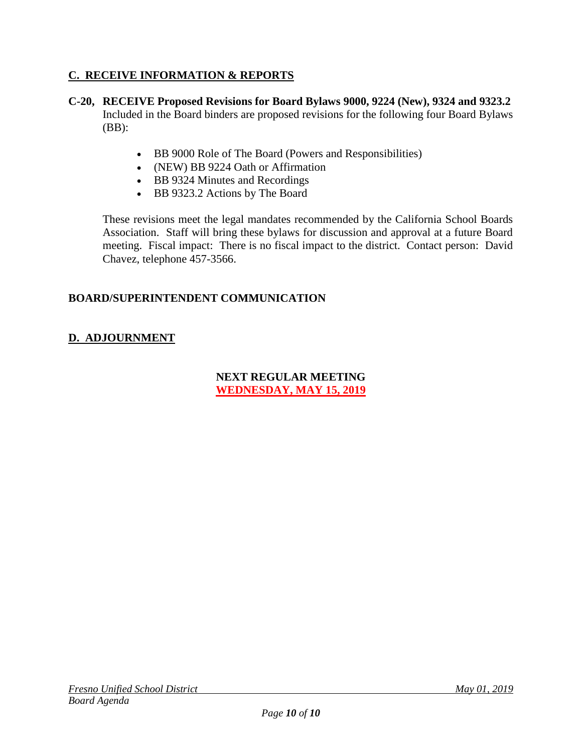## C. RECEIVE INFORMATION & REPORTS

**C-20, RECEIVE Proposed Revisions for Board Bylaws 9000, 9224 (New), 9324 and 9323.2**

Included in the Board binders are proposed revisions for the following four Board Bylaws (BB):

- BB 9000 Role of The Board (Powers and Responsibilities)
- (NEW) BB 9224 Oath or Affirmation
- BB 9324 Minutes and Recordings
- BB 9323.2 Actions by The Board

These revisions meet the legal mandates recommended by the California School Boards Association. Staff will bring these bylaws for discussion and approval at a future Board meeting. Fiscal impact: There is no fiscal impact to the district. Contact person: David Chavez, telephone 457-3566.

## BOARD/SUPERINTENDENT COMMUNICATION

## D. ADJOURNMENT

**NEXT REGULAR MEETING**
**WEDNESDAY, MAY 15, 2019**